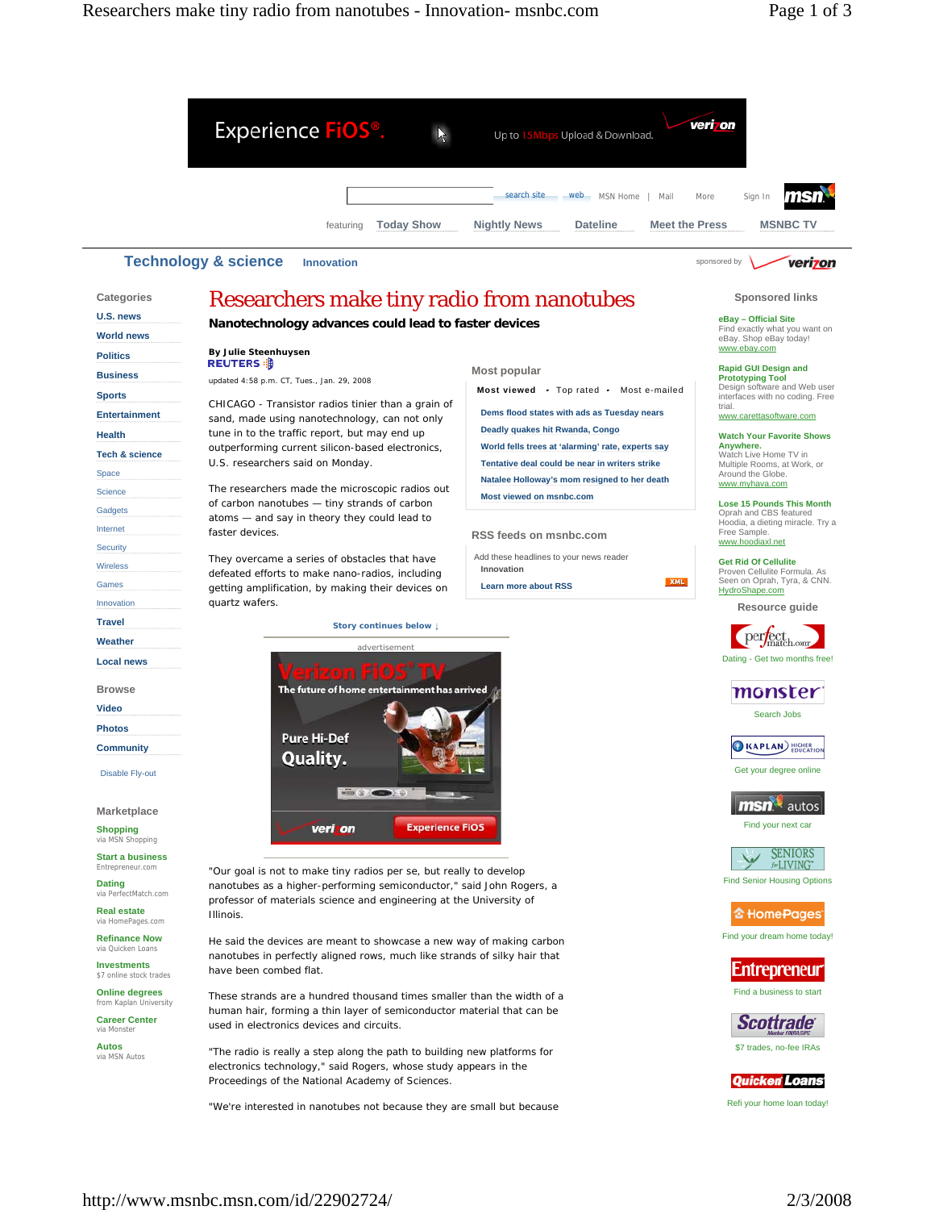# Researchers make tiny radio from nanotubes

**Nanotechnology advances could lead to faster devices**

By Julie Steenhuysen
REUTERS

updated 4:58 p.m. CT, Tues., Jan. 29, 2008

CHICAGO - Transistor radios tinier than a grain of sand, made using nanotechnology, can not only tune in to the traffic report, but may end up outperforming current silicon-based electronics, U.S. researchers said on Monday.

The researchers made the microscopic radios out of carbon nanotubes — tiny strands of carbon atoms — and say in theory they could lead to faster devices.

They overcame a series of obstacles that have defeated efforts to make nano-radios, including getting amplification, by making their devices on quartz wafers.

"Our goal is not to make tiny radios per se, but really to develop nanotubes as a higher-performing semiconductor," said John Rogers, a professor of materials science and engineering at the University of Illinois.

He said the devices are meant to showcase a new way of making carbon nanotubes in perfectly aligned rows, much like strands of silky hair that have been combed flat.

These strands are a hundred thousand times smaller than the width of a human hair, forming a thin layer of semiconductor material that can be used in electronics devices and circuits.

"The radio is really a step along the path to building new platforms for electronics technology," said Rogers, whose study appears in the Proceedings of the National Academy of Sciences.

"We're interested in nanotubes not because they are small but because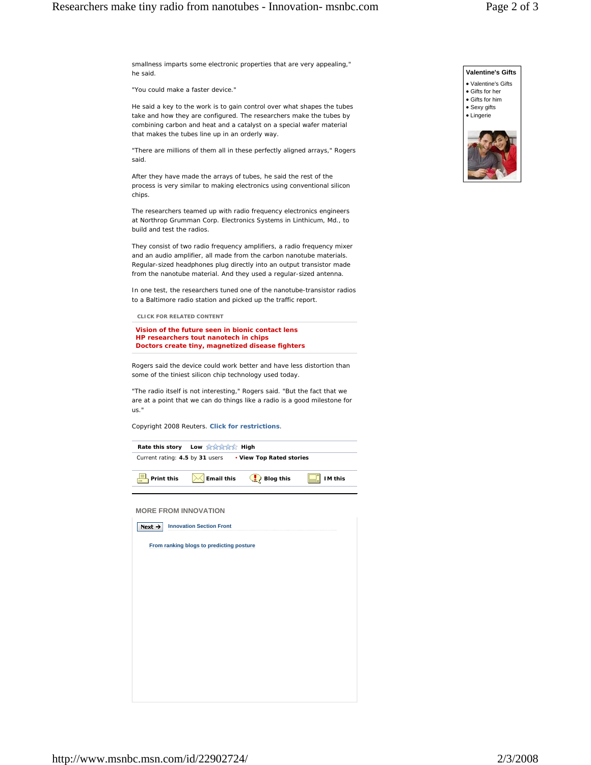smallness imparts some electronic properties that are very appealing," he said.

"You could make a faster device."

He said a key to the work is to gain control over what shapes the tubes take and how they are configured. The researchers make the tubes by combining carbon and heat and a catalyst on a special wafer material that makes the tubes line up in an orderly way.

"There are millions of them all in these perfectly aligned arrays," Rogers said.

After they have made the arrays of tubes, he said the rest of the process is very similar to making electronics using conventional silicon chips.

The researchers teamed up with radio frequency electronics engineers at Northrop Grumman Corp. Electronics Systems in Linthicum, Md., to build and test the radios.

They consist of two radio frequency amplifiers, a radio frequency mixer and an audio amplifier, all made from the carbon nanotube materials. Regular-sized headphones plug directly into an output transistor made from the nanotube material. And they used a regular-sized antenna.

In one test, the researchers tuned one of the nanotube-transistor radios to a Baltimore radio station and picked up the traffic report.

**CLICK FOR RELATED CONTENT**

**Vision of the future seen in bionic contact lens**
**HP researchers tout nanotech in chips**
**Doctors create tiny, magnetized disease fighters**

Rogers said the device could work better and have less distortion than some of the tiniest silicon chip technology used today.

"The radio itself is not interesting," Rogers said. "But the fact that we are at a point that we can do things like a radio is a good milestone for us."

Copyright 2008 Reuters. **Click for restrictions**.

**Rate this story** Low ☆☆☆☆☆ High
Current rating: **4.5** by **31** users • **View Top Rated stories**

**Print this** **Email this** **Blog this** **IM this**

MORE FROM INNOVATION

Next → **Innovation Section Front**

**From ranking blogs to predicting posture**

**Valentine's Gifts**

- Valentine's Gifts
- Gifts for her
- Gifts for him
- Sexy gifts
- Lingerie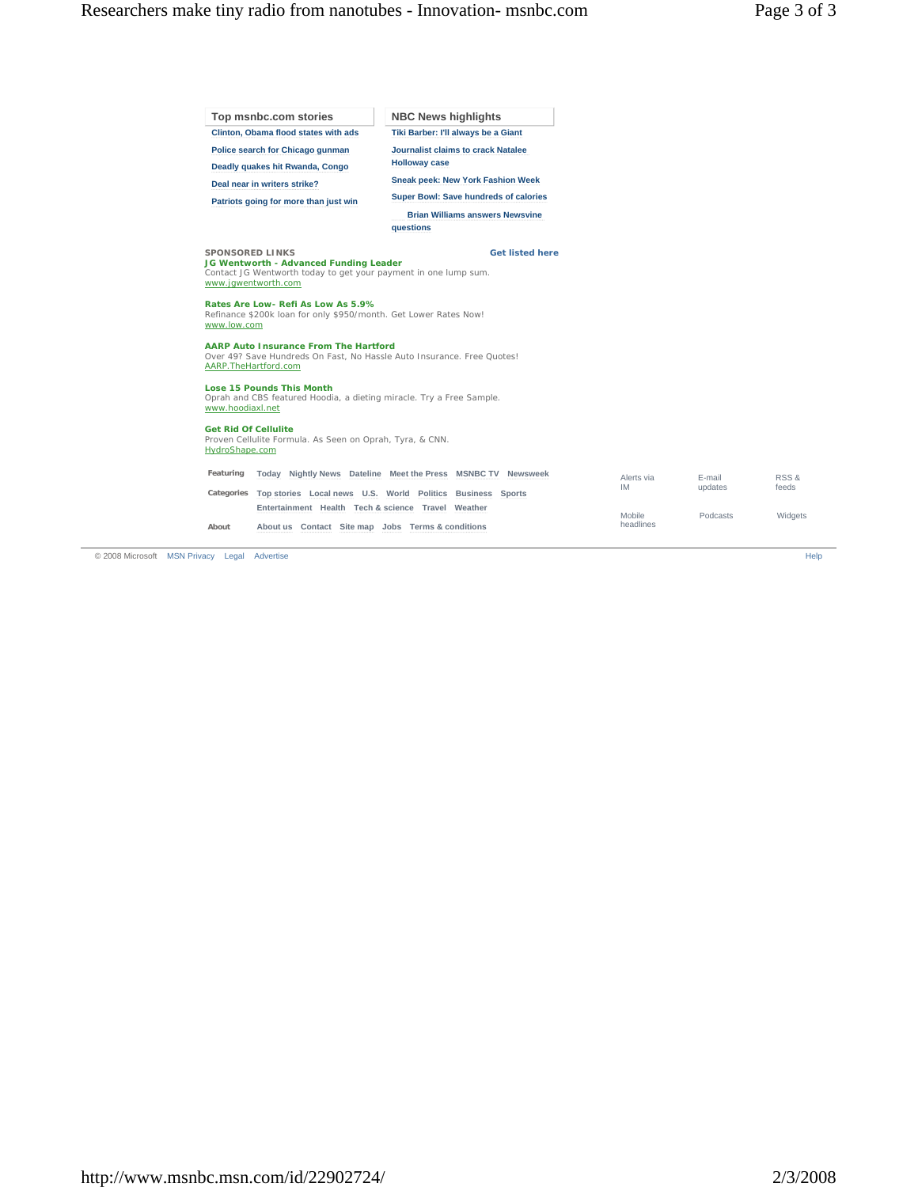### Top msnbc.com stories

- Clinton, Obama flood states with ads
- Police search for Chicago gunman
- Deadly quakes hit Rwanda, Congo
- Deal near in writers strike?
- Patriots going for more than just win

### NBC News highlights

- Tiki Barber: I'll always be a Giant
- Journalist claims to crack Natalee Holloway case
- Sneak peek: New York Fashion Week
- Super Bowl: Save hundreds of calories
- Brian Williams answers Newsvine questions

**SPONSORED LINKS** Get listed here

**JG Wentworth - Advanced Funding Leader**
Contact JG Wentworth today to get your payment in one lump sum.
www.jgwentworth.com

**Rates Are Low- Refi As Low As 5.9%**
Refinance $200k loan for only $950/month. Get Lower Rates Now!
www.low.com

**AARP Auto Insurance From The Hartford**
Over 49? Save Hundreds On Fast, No Hassle Auto Insurance. Free Quotes!
AARP.TheHartford.com

**Lose 15 Pounds This Month**
Oprah and CBS featured Hoodia, a dieting miracle. Try a Free Sample.
www.hoodiaxl.net

**Get Rid Of Cellulite**
Proven Cellulite Formula. As Seen on Oprah, Tyra, & CNN.
HydroShape.com

**Featuring** Today Nightly News Dateline Meet the Press MSNBC TV Newsweek

**Categories** Top stories Local news U.S. World Politics Business Sports Entertainment Health Tech & science Travel Weather

**About** About us Contact Site map Jobs Terms & conditions

Alerts via IM E-mail updates RSS & feeds Mobile headlines Podcasts Widgets

© 2008 Microsoft MSN Privacy Legal Advertise Help